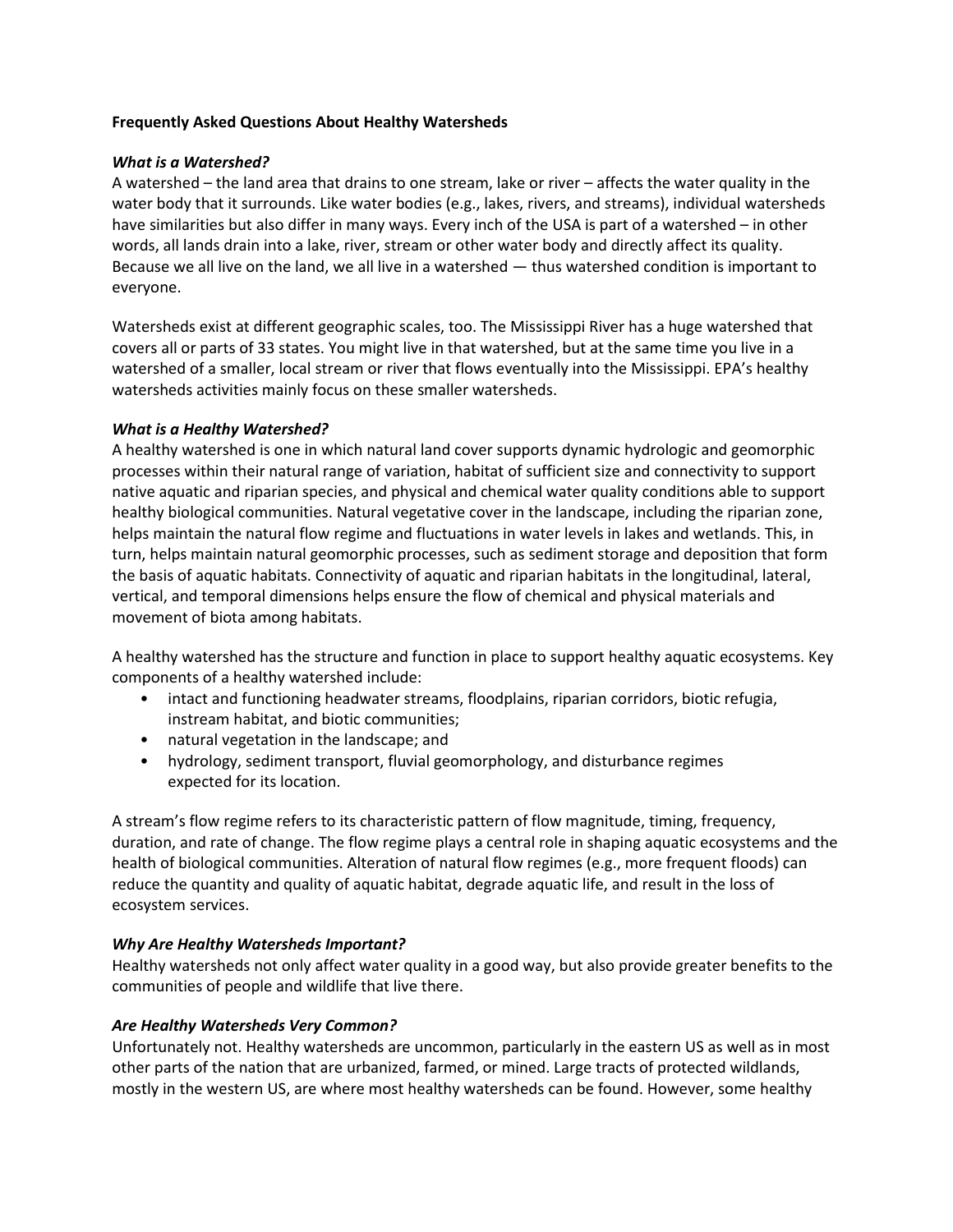**Frequently Asked Questions About Healthy Watersheds**

### *What is a Watershed?*

A watershed – the land area that drains to one stream, lake or river – affects the water quality in the water body that it surrounds. Like water bodies (e.g., lakes, rivers, and streams), individual watersheds have similarities but also differ in many ways. Every inch of the USA is part of a watershed – in other words, all lands drain into a lake, river, stream or other water body and directly affect its quality. Because we all live on the land, we all live in a watershed — thus watershed condition is important to everyone.

Watersheds exist at different geographic scales, too. The Mississippi River has a huge watershed that covers all or parts of 33 states. You might live in that watershed, but at the same time you live in a watershed of a smaller, local stream or river that flows eventually into the Mississippi. EPA's healthy watersheds activities mainly focus on these smaller watersheds.

### *What is a Healthy Watershed?*

A healthy watershed is one in which natural land cover supports dynamic hydrologic and geomorphic processes within their natural range of variation, habitat of sufficient size and connectivity to support native aquatic and riparian species, and physical and chemical water quality conditions able to support healthy biological communities. Natural vegetative cover in the landscape, including the riparian zone, helps maintain the natural flow regime and fluctuations in water levels in lakes and wetlands. This, in turn, helps maintain natural geomorphic processes, such as sediment storage and deposition that form the basis of aquatic habitats. Connectivity of aquatic and riparian habitats in the longitudinal, lateral, vertical, and temporal dimensions helps ensure the flow of chemical and physical materials and movement of biota among habitats.

A healthy watershed has the structure and function in place to support healthy aquatic ecosystems. Key components of a healthy watershed include:

- intact and functioning headwater streams, floodplains, riparian corridors, biotic refugia, instream habitat, and biotic communities;
- natural vegetation in the landscape; and
- hydrology, sediment transport, fluvial geomorphology, and disturbance regimes expected for its location.

A stream's flow regime refers to its characteristic pattern of flow magnitude, timing, frequency, duration, and rate of change. The flow regime plays a central role in shaping aquatic ecosystems and the health of biological communities. Alteration of natural flow regimes (e.g., more frequent floods) can reduce the quantity and quality of aquatic habitat, degrade aquatic life, and result in the loss of ecosystem services.

### *Why Are Healthy Watersheds Important?*

Healthy watersheds not only affect water quality in a good way, but also provide greater benefits to the communities of people and wildlife that live there.

### *Are Healthy Watersheds Very Common?*

Unfortunately not. Healthy watersheds are uncommon, particularly in the eastern US as well as in most other parts of the nation that are urbanized, farmed, or mined. Large tracts of protected wildlands, mostly in the western US, are where most healthy watersheds can be found. However, some healthy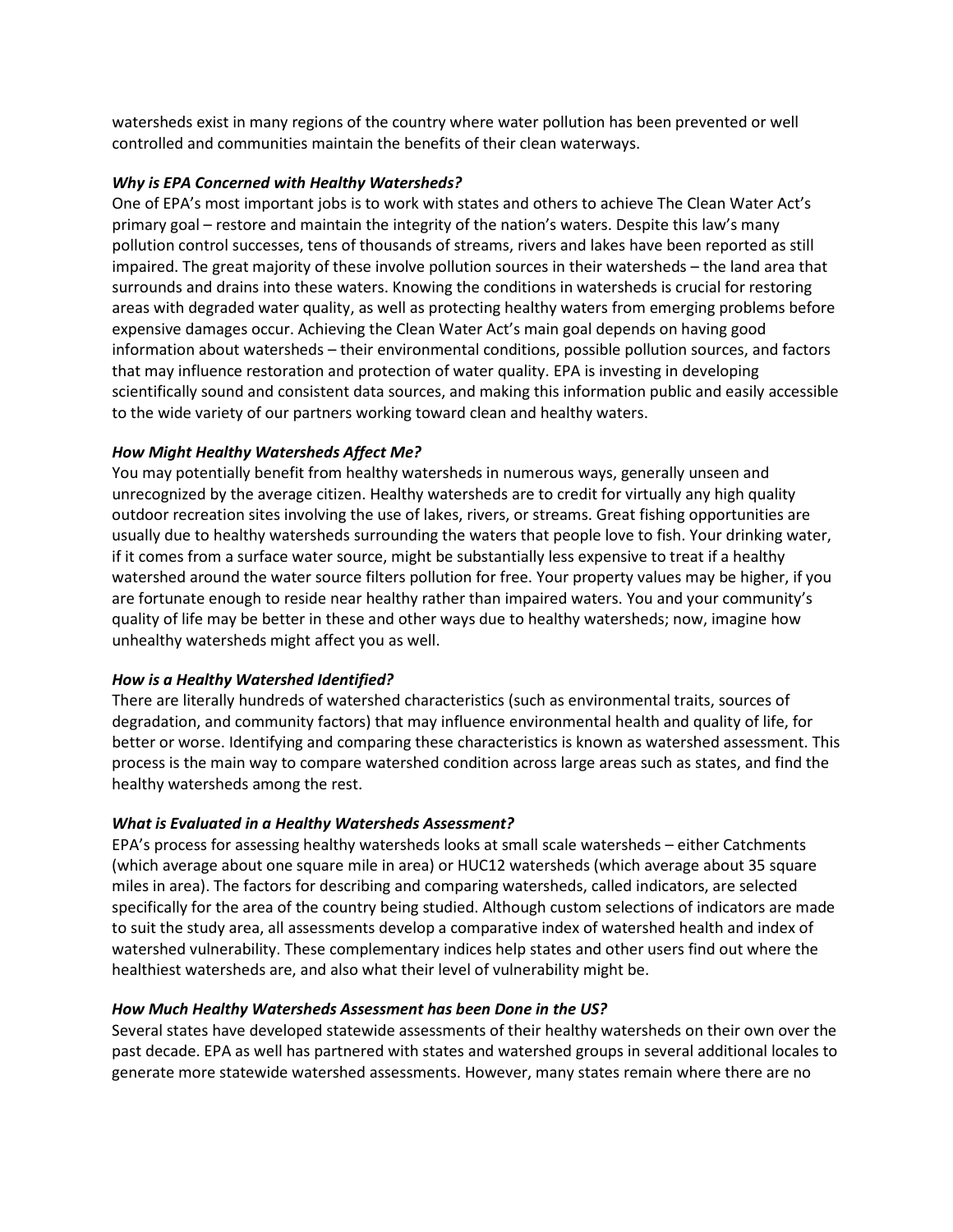watersheds exist in many regions of the country where water pollution has been prevented or well controlled and communities maintain the benefits of their clean waterways.

***Why is EPA Concerned with Healthy Watersheds?***

One of EPA's most important jobs is to work with states and others to achieve The Clean Water Act's primary goal – restore and maintain the integrity of the nation's waters. Despite this law's many pollution control successes, tens of thousands of streams, rivers and lakes have been reported as still impaired. The great majority of these involve pollution sources in their watersheds – the land area that surrounds and drains into these waters. Knowing the conditions in watersheds is crucial for restoring areas with degraded water quality, as well as protecting healthy waters from emerging problems before expensive damages occur. Achieving the Clean Water Act's main goal depends on having good information about watersheds – their environmental conditions, possible pollution sources, and factors that may influence restoration and protection of water quality. EPA is investing in developing scientifically sound and consistent data sources, and making this information public and easily accessible to the wide variety of our partners working toward clean and healthy waters.

***How Might Healthy Watersheds Affect Me?***

You may potentially benefit from healthy watersheds in numerous ways, generally unseen and unrecognized by the average citizen. Healthy watersheds are to credit for virtually any high quality outdoor recreation sites involving the use of lakes, rivers, or streams. Great fishing opportunities are usually due to healthy watersheds surrounding the waters that people love to fish. Your drinking water, if it comes from a surface water source, might be substantially less expensive to treat if a healthy watershed around the water source filters pollution for free. Your property values may be higher, if you are fortunate enough to reside near healthy rather than impaired waters. You and your community's quality of life may be better in these and other ways due to healthy watersheds; now, imagine how unhealthy watersheds might affect you as well.

***How is a Healthy Watershed Identified?***

There are literally hundreds of watershed characteristics (such as environmental traits, sources of degradation, and community factors) that may influence environmental health and quality of life, for better or worse. Identifying and comparing these characteristics is known as watershed assessment. This process is the main way to compare watershed condition across large areas such as states, and find the healthy watersheds among the rest.

***What is Evaluated in a Healthy Watersheds Assessment?***

EPA's process for assessing healthy watersheds looks at small scale watersheds – either Catchments (which average about one square mile in area) or HUC12 watersheds (which average about 35 square miles in area). The factors for describing and comparing watersheds, called indicators, are selected specifically for the area of the country being studied. Although custom selections of indicators are made to suit the study area, all assessments develop a comparative index of watershed health and index of watershed vulnerability. These complementary indices help states and other users find out where the healthiest watersheds are, and also what their level of vulnerability might be.

***How Much Healthy Watersheds Assessment has been Done in the US?***

Several states have developed statewide assessments of their healthy watersheds on their own over the past decade. EPA as well has partnered with states and watershed groups in several additional locales to generate more statewide watershed assessments. However, many states remain where there are no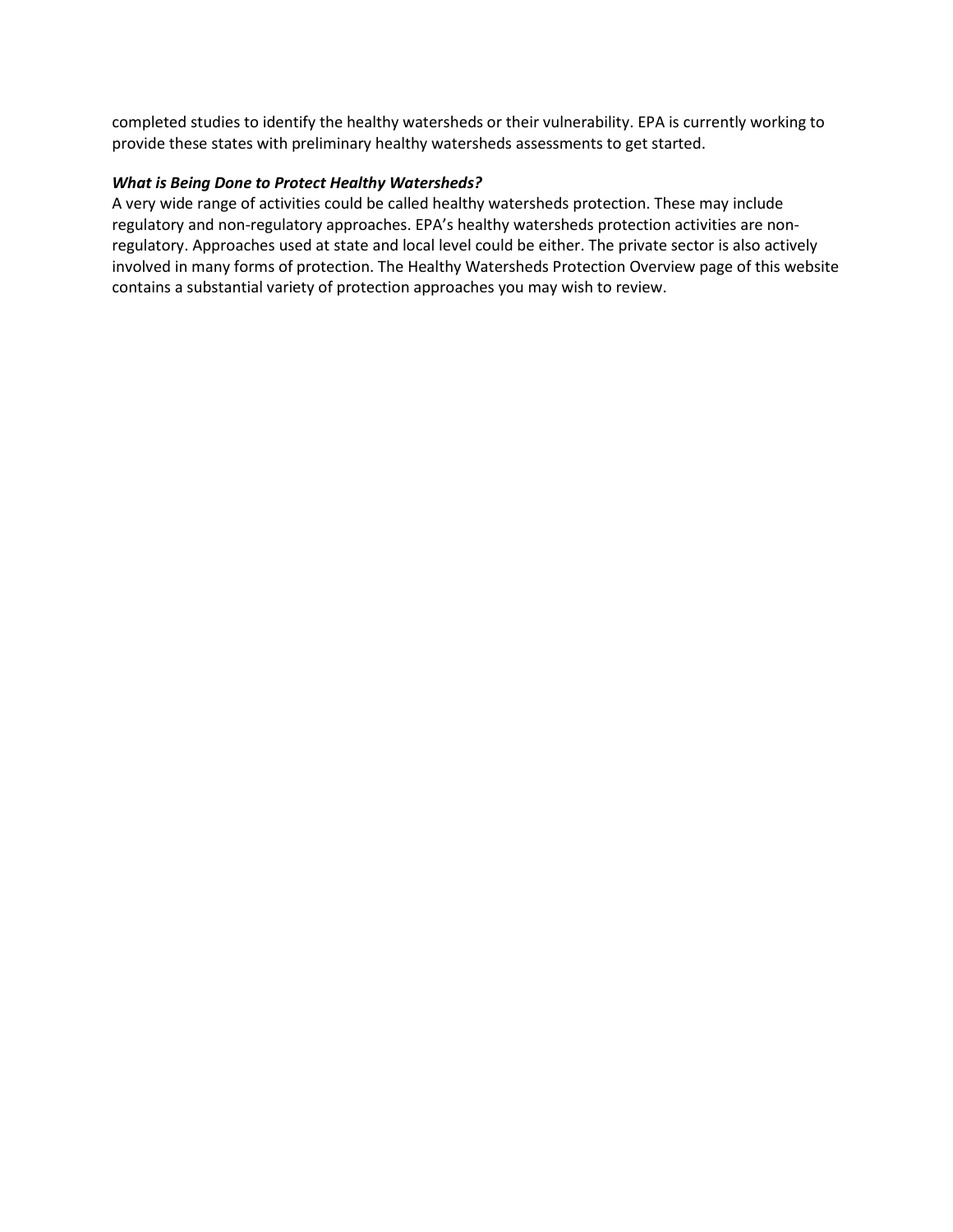completed studies to identify the healthy watersheds or their vulnerability. EPA is currently working to provide these states with preliminary healthy watersheds assessments to get started.

***What is Being Done to Protect Healthy Watersheds?***

A very wide range of activities could be called healthy watersheds protection. These may include regulatory and non-regulatory approaches. EPA's healthy watersheds protection activities are non-regulatory. Approaches used at state and local level could be either. The private sector is also actively involved in many forms of protection. The Healthy Watersheds Protection Overview page of this website contains a substantial variety of protection approaches you may wish to review.